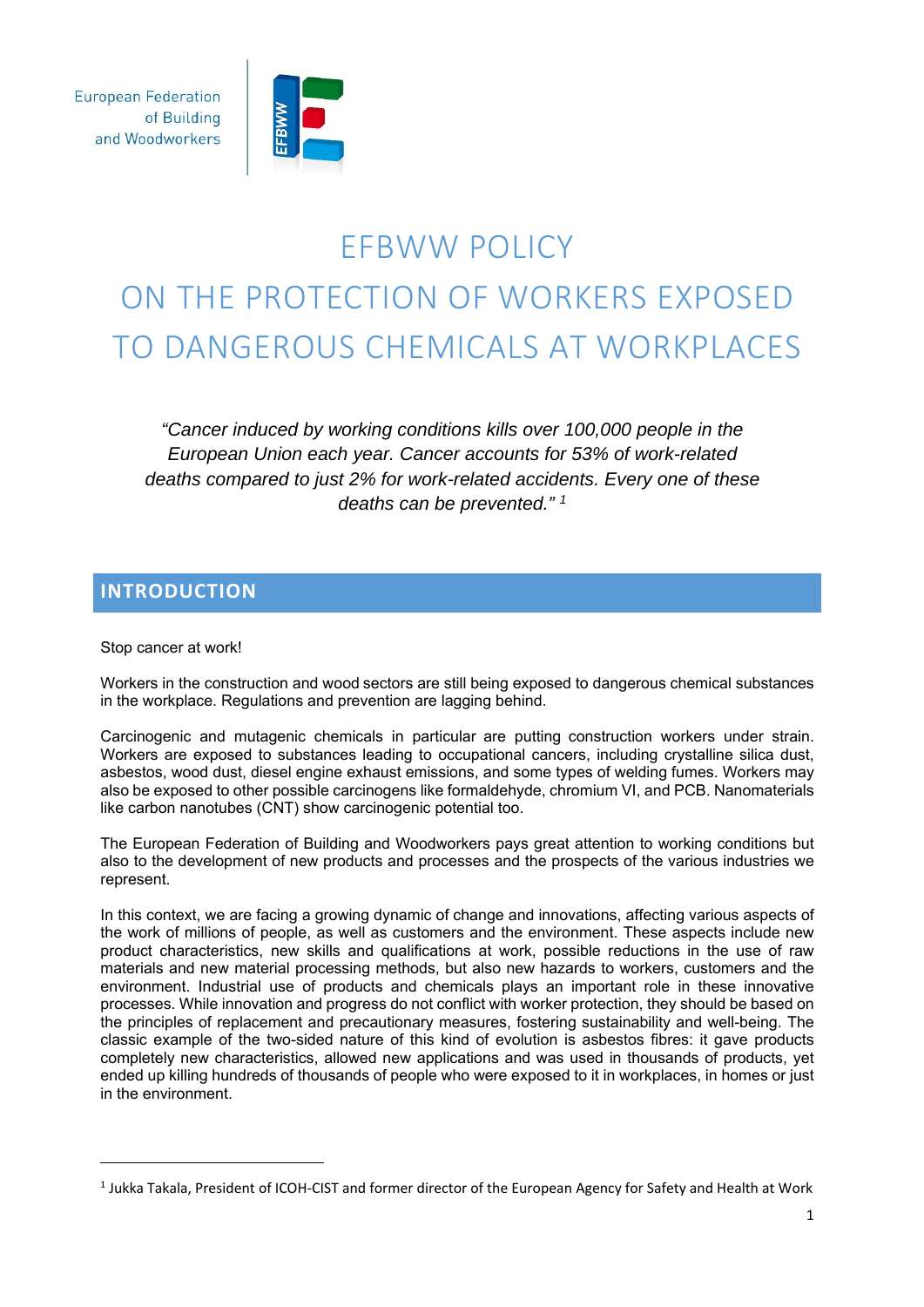European Federation of Building and Woodworkers

# EFBWW POLICY ON THE PROTECTION OF WORKERS EXPOSED TO DANGEROUS CHEMICALS AT WORKPLACES

*"Cancer induced by working conditions kills over 100,000 people in the European Union each year. Cancer accounts for 53% of work-related deaths compared to just 2% for work-related accidents. Every one of these deaths can be prevented."* [1]

## INTRODUCTION

Stop cancer at work!

Workers in the construction and wood sectors are still being exposed to dangerous chemical substances in the workplace. Regulations and prevention are lagging behind.

Carcinogenic and mutagenic chemicals in particular are putting construction workers under strain. Workers are exposed to substances leading to occupational cancers, including crystalline silica dust, asbestos, wood dust, diesel engine exhaust emissions, and some types of welding fumes. Workers may also be exposed to other possible carcinogens like formaldehyde, chromium VI, and PCB. Nanomaterials like carbon nanotubes (CNT) show carcinogenic potential too.

The European Federation of Building and Woodworkers pays great attention to working conditions but also to the development of new products and processes and the prospects of the various industries we represent.

In this context, we are facing a growing dynamic of change and innovations, affecting various aspects of the work of millions of people, as well as customers and the environment. These aspects include new product characteristics, new skills and qualifications at work, possible reductions in the use of raw materials and new material processing methods, but also new hazards to workers, customers and the environment. Industrial use of products and chemicals plays an important role in these innovative processes. While innovation and progress do not conflict with worker protection, they should be based on the principles of replacement and precautionary measures, fostering sustainability and well-being. The classic example of the two-sided nature of this kind of evolution is asbestos fibres: it gave products completely new characteristics, allowed new applications and was used in thousands of products, yet ended up killing hundreds of thousands of people who were exposed to it in workplaces, in homes or just in the environment.

---

[1] Jukka Takala, President of ICOH-CIST and former director of the European Agency for Safety and Health at Work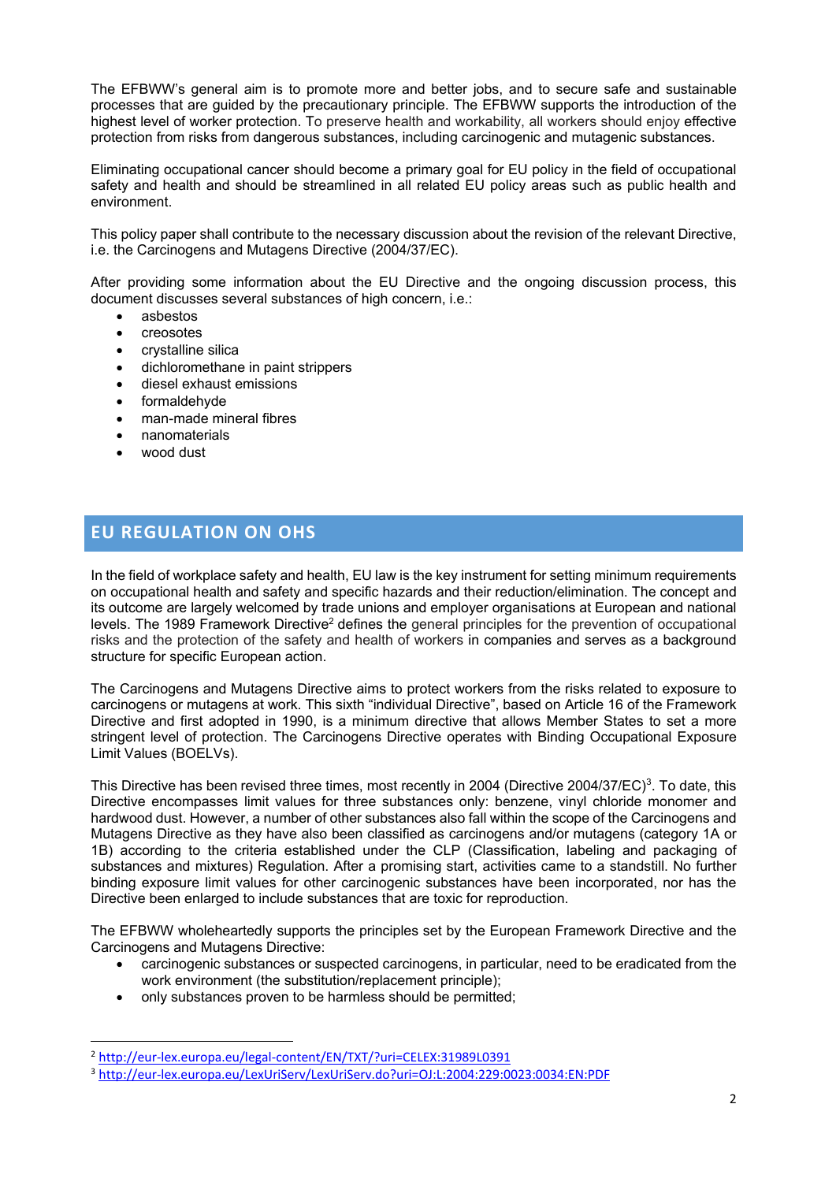The EFBWW's general aim is to promote more and better jobs, and to secure safe and sustainable processes that are guided by the precautionary principle. The EFBWW supports the introduction of the highest level of worker protection. To preserve health and workability, all workers should enjoy effective protection from risks from dangerous substances, including carcinogenic and mutagenic substances.

Eliminating occupational cancer should become a primary goal for EU policy in the field of occupational safety and health and should be streamlined in all related EU policy areas such as public health and environment.

This policy paper shall contribute to the necessary discussion about the revision of the relevant Directive, i.e. the Carcinogens and Mutagens Directive (2004/37/EC).

After providing some information about the EU Directive and the ongoing discussion process, this document discusses several substances of high concern, i.e.:

- asbestos
- creosotes
- crystalline silica
- dichloromethane in paint strippers
- diesel exhaust emissions
- formaldehyde
- man-made mineral fibres
- nanomaterials
- wood dust

## EU REGULATION ON OHS

In the field of workplace safety and health, EU law is the key instrument for setting minimum requirements on occupational health and safety and specific hazards and their reduction/elimination. The concept and its outcome are largely welcomed by trade unions and employer organisations at European and national levels. The 1989 Framework Directive[2] defines the general principles for the prevention of occupational risks and the protection of the safety and health of workers in companies and serves as a background structure for specific European action.

The Carcinogens and Mutagens Directive aims to protect workers from the risks related to exposure to carcinogens or mutagens at work. This sixth "individual Directive", based on Article 16 of the Framework Directive and first adopted in 1990, is a minimum directive that allows Member States to set a more stringent level of protection. The Carcinogens Directive operates with Binding Occupational Exposure Limit Values (BOELVs).

This Directive has been revised three times, most recently in 2004 (Directive 2004/37/EC)[3]. To date, this Directive encompasses limit values for three substances only: benzene, vinyl chloride monomer and hardwood dust. However, a number of other substances also fall within the scope of the Carcinogens and Mutagens Directive as they have also been classified as carcinogens and/or mutagens (category 1A or 1B) according to the criteria established under the CLP (Classification, labeling and packaging of substances and mixtures) Regulation. After a promising start, activities came to a standstill. No further binding exposure limit values for other carcinogenic substances have been incorporated, nor has the Directive been enlarged to include substances that are toxic for reproduction.

The EFBWW wholeheartedly supports the principles set by the European Framework Directive and the Carcinogens and Mutagens Directive:

- carcinogenic substances or suspected carcinogens, in particular, need to be eradicated from the work environment (the substitution/replacement principle);
- only substances proven to be harmless should be permitted;

[2] http://eur-lex.europa.eu/legal-content/EN/TXT/?uri=CELEX:31989L0391

[3] http://eur-lex.europa.eu/LexUriServ/LexUriServ.do?uri=OJ:L:2004:229:0023:0034:EN:PDF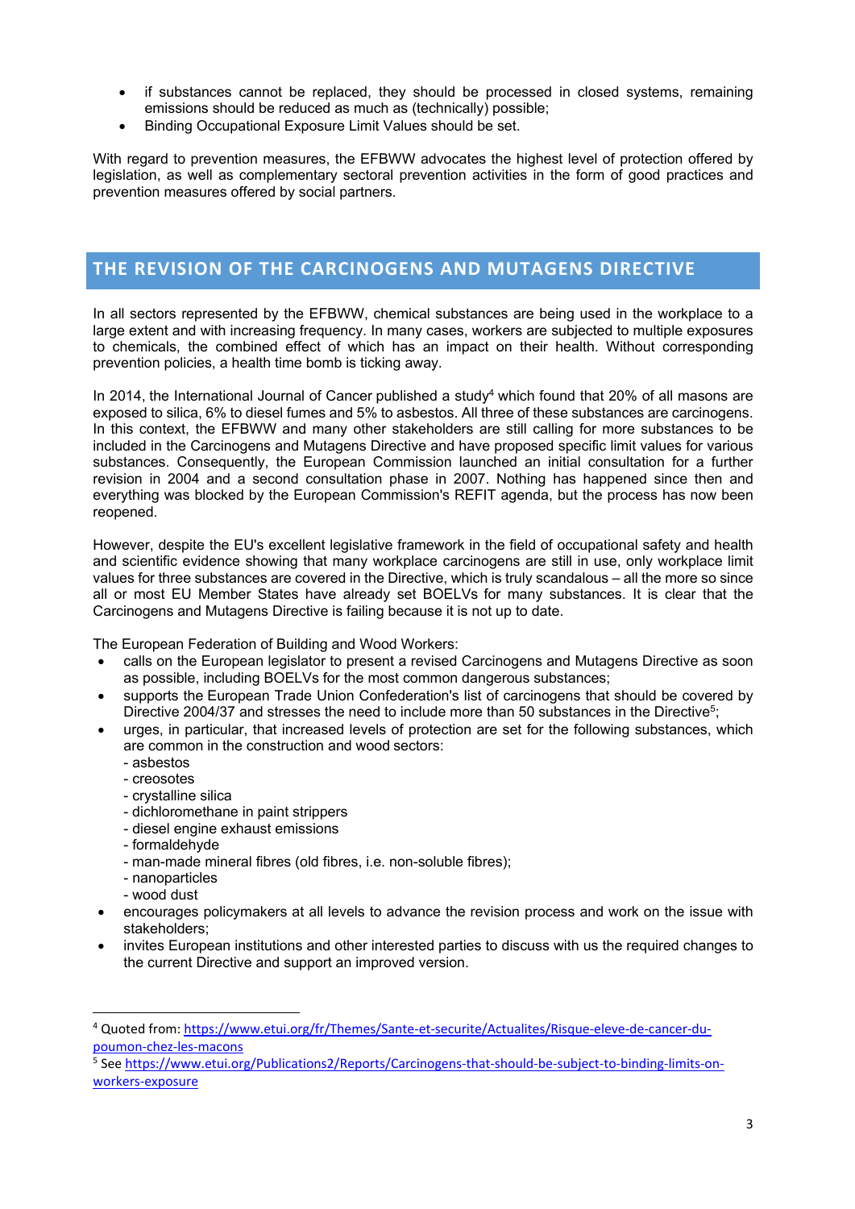- if substances cannot be replaced, they should be processed in closed systems, remaining emissions should be reduced as much as (technically) possible;
- Binding Occupational Exposure Limit Values should be set.

With regard to prevention measures, the EFBWW advocates the highest level of protection offered by legislation, as well as complementary sectoral prevention activities in the form of good practices and prevention measures offered by social partners.

## THE REVISION OF THE CARCINOGENS AND MUTAGENS DIRECTIVE

In all sectors represented by the EFBWW, chemical substances are being used in the workplace to a large extent and with increasing frequency. In many cases, workers are subjected to multiple exposures to chemicals, the combined effect of which has an impact on their health. Without corresponding prevention policies, a health time bomb is ticking away.

In 2014, the International Journal of Cancer published a study[4] which found that 20% of all masons are exposed to silica, 6% to diesel fumes and 5% to asbestos. All three of these substances are carcinogens. In this context, the EFBWW and many other stakeholders are still calling for more substances to be included in the Carcinogens and Mutagens Directive and have proposed specific limit values for various substances. Consequently, the European Commission launched an initial consultation for a further revision in 2004 and a second consultation phase in 2007. Nothing has happened since then and everything was blocked by the European Commission's REFIT agenda, but the process has now been reopened.

However, despite the EU's excellent legislative framework in the field of occupational safety and health and scientific evidence showing that many workplace carcinogens are still in use, only workplace limit values for three substances are covered in the Directive, which is truly scandalous – all the more so since all or most EU Member States have already set BOELVs for many substances. It is clear that the Carcinogens and Mutagens Directive is failing because it is not up to date.

The European Federation of Building and Wood Workers:

- calls on the European legislator to present a revised Carcinogens and Mutagens Directive as soon as possible, including BOELVs for the most common dangerous substances;
- supports the European Trade Union Confederation's list of carcinogens that should be covered by Directive 2004/37 and stresses the need to include more than 50 substances in the Directive[5];
- urges, in particular, that increased levels of protection are set for the following substances, which are common in the construction and wood sectors:
  - asbestos
  - creosotes
  - crystalline silica
  - dichloromethane in paint strippers
  - diesel engine exhaust emissions
  - formaldehyde
  - man-made mineral fibres (old fibres, i.e. non-soluble fibres);
  - nanoparticles
  - wood dust
- encourages policymakers at all levels to advance the revision process and work on the issue with stakeholders;
- invites European institutions and other interested parties to discuss with us the required changes to the current Directive and support an improved version.

---

[4] Quoted from: https://www.etui.org/fr/Themes/Sante-et-securite/Actualites/Risque-eleve-de-cancer-du-poumon-chez-les-macons

[5] See https://www.etui.org/Publications2/Reports/Carcinogens-that-should-be-subject-to-binding-limits-on-workers-exposure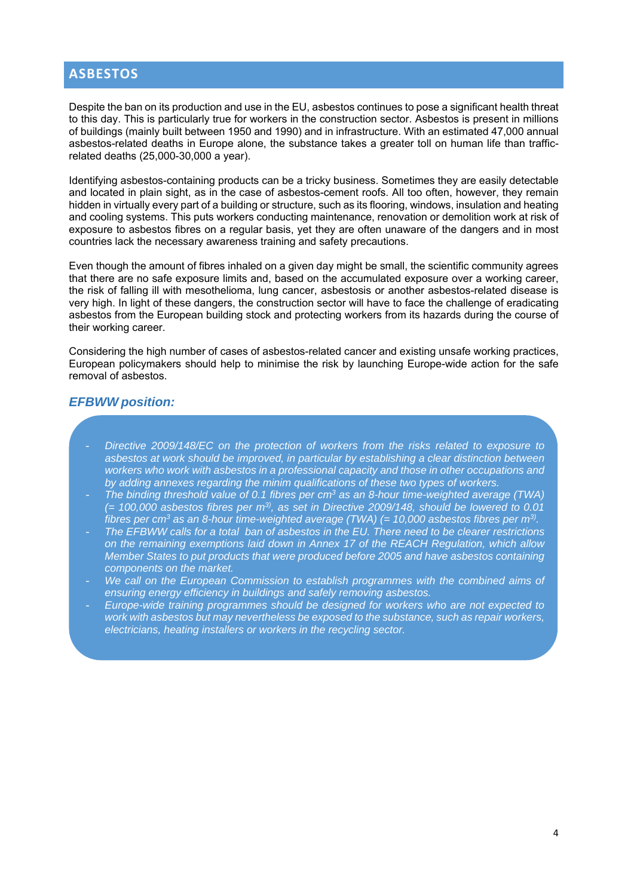## ASBESTOS

Despite the ban on its production and use in the EU, asbestos continues to pose a significant health threat to this day. This is particularly true for workers in the construction sector. Asbestos is present in millions of buildings (mainly built between 1950 and 1990) and in infrastructure. With an estimated 47,000 annual asbestos-related deaths in Europe alone, the substance takes a greater toll on human life than traffic-related deaths (25,000-30,000 a year).

Identifying asbestos-containing products can be a tricky business. Sometimes they are easily detectable and located in plain sight, as in the case of asbestos-cement roofs. All too often, however, they remain hidden in virtually every part of a building or structure, such as its flooring, windows, insulation and heating and cooling systems. This puts workers conducting maintenance, renovation or demolition work at risk of exposure to asbestos fibres on a regular basis, yet they are often unaware of the dangers and in most countries lack the necessary awareness training and safety precautions.

Even though the amount of fibres inhaled on a given day might be small, the scientific community agrees that there are no safe exposure limits and, based on the accumulated exposure over a working career, the risk of falling ill with mesothelioma, lung cancer, asbestosis or another asbestos-related disease is very high. In light of these dangers, the construction sector will have to face the challenge of eradicating asbestos from the European building stock and protecting workers from its hazards during the course of their working career.

Considering the high number of cases of asbestos-related cancer and existing unsafe working practices, European policymakers should help to minimise the risk by launching Europe-wide action for the safe removal of asbestos.

### *EFBWW position:*

- *Directive 2009/148/EC on the protection of workers from the risks related to exposure to asbestos at work should be improved, in particular by establishing a clear distinction between workers who work with asbestos in a professional capacity and those in other occupations and by adding annexes regarding the minim qualifications of these two types of workers.*
- *The binding threshold value of 0.1 fibres per $cm^3$ as an 8-hour time-weighted average (TWA) (= 100,000 asbestos fibres per $m^3$), as set in Directive 2009/148, should be lowered to 0.01 fibres per $cm^3$ as an 8-hour time-weighted average (TWA) (= 10,000 asbestos fibres per $m^3$).*
- *The EFBWW calls for a total ban of asbestos in the EU. There need to be clearer restrictions on the remaining exemptions laid down in Annex 17 of the REACH Regulation, which allow Member States to put products that were produced before 2005 and have asbestos containing components on the market.*
- *We call on the European Commission to establish programmes with the combined aims of ensuring energy efficiency in buildings and safely removing asbestos.*
- *Europe-wide training programmes should be designed for workers who are not expected to work with asbestos but may nevertheless be exposed to the substance, such as repair workers, electricians, heating installers or workers in the recycling sector.*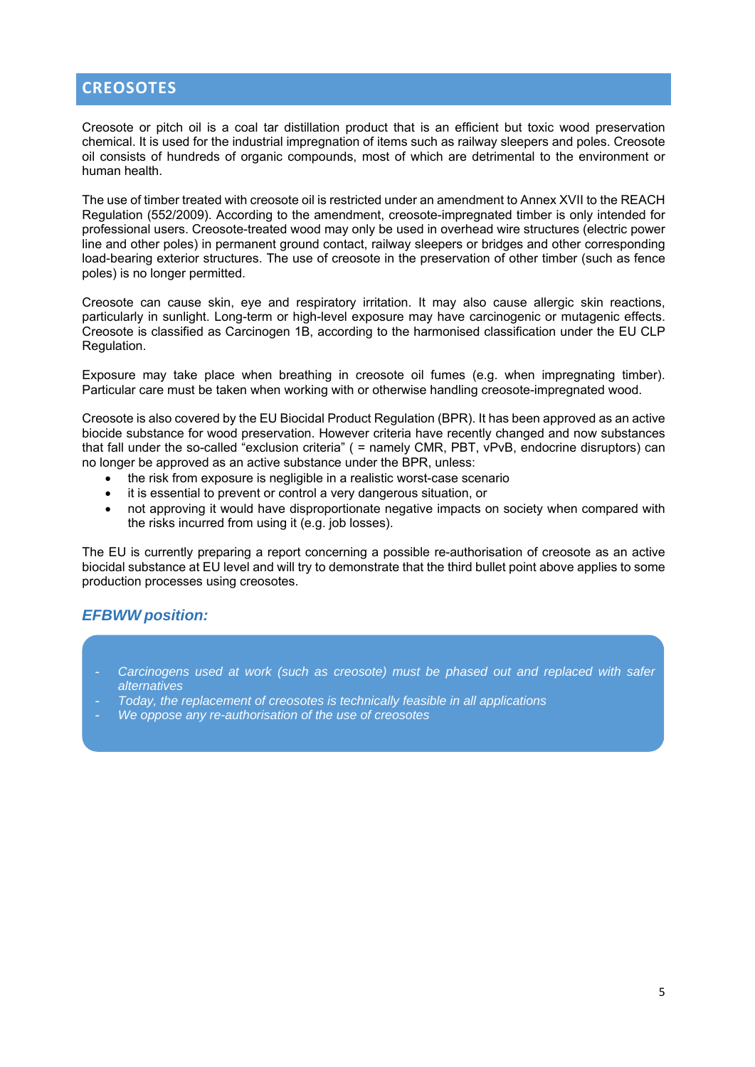## CREOSOTES

Creosote or pitch oil is a coal tar distillation product that is an efficient but toxic wood preservation chemical. It is used for the industrial impregnation of items such as railway sleepers and poles. Creosote oil consists of hundreds of organic compounds, most of which are detrimental to the environment or human health.

The use of timber treated with creosote oil is restricted under an amendment to Annex XVII to the REACH Regulation (552/2009). According to the amendment, creosote-impregnated timber is only intended for professional users. Creosote-treated wood may only be used in overhead wire structures (electric power line and other poles) in permanent ground contact, railway sleepers or bridges and other corresponding load-bearing exterior structures. The use of creosote in the preservation of other timber (such as fence poles) is no longer permitted.

Creosote can cause skin, eye and respiratory irritation. It may also cause allergic skin reactions, particularly in sunlight. Long-term or high-level exposure may have carcinogenic or mutagenic effects. Creosote is classified as Carcinogen 1B, according to the harmonised classification under the EU CLP Regulation.

Exposure may take place when breathing in creosote oil fumes (e.g. when impregnating timber). Particular care must be taken when working with or otherwise handling creosote-impregnated wood.

Creosote is also covered by the EU Biocidal Product Regulation (BPR). It has been approved as an active biocide substance for wood preservation. However criteria have recently changed and now substances that fall under the so-called "exclusion criteria" ( = namely CMR, PBT, vPvB, endocrine disruptors) can no longer be approved as an active substance under the BPR, unless:

- the risk from exposure is negligible in a realistic worst-case scenario
- it is essential to prevent or control a very dangerous situation, or
- not approving it would have disproportionate negative impacts on society when compared with the risks incurred from using it (e.g. job losses).

The EU is currently preparing a report concerning a possible re-authorisation of creosote as an active biocidal substance at EU level and will try to demonstrate that the third bullet point above applies to some production processes using creosotes.

### *EFBWW position:*

- *Carcinogens used at work (such as creosote) must be phased out and replaced with safer alternatives*
- *Today, the replacement of creosotes is technically feasible in all applications*
- *We oppose any re-authorisation of the use of creosotes*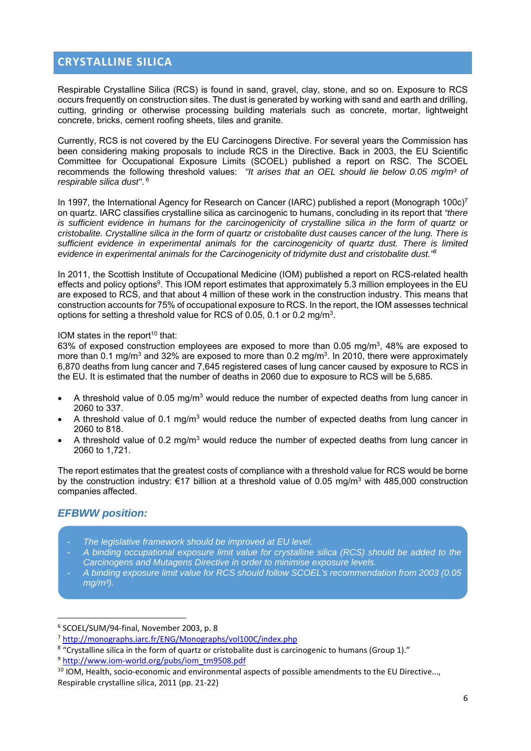## CRYSTALLINE SILICA

Respirable Crystalline Silica (RCS) is found in sand, gravel, clay, stone, and so on. Exposure to RCS occurs frequently on construction sites. The dust is generated by working with sand and earth and drilling, cutting, grinding or otherwise processing building materials such as concrete, mortar, lightweight concrete, bricks, cement roofing sheets, tiles and granite.

Currently, RCS is not covered by the EU Carcinogens Directive. For several years the Commission has been considering making proposals to include RCS in the Directive. Back in 2003, the EU Scientific Committee for Occupational Exposure Limits (SCOEL) published a report on RSC. The SCOEL recommends the following threshold values: *"It arises that an OEL should lie below 0.05 mg/m³ of respirable silica dust"*. [6]

In 1997, the International Agency for Research on Cancer (IARC) published a report (Monograph 100c)[7] on quartz. IARC classifies crystalline silica as carcinogenic to humans, concluding in its report that *"there is sufficient evidence in humans for the carcinogenicity of crystalline silica in the form of quartz or cristobalite. Crystalline silica in the form of quartz or cristobalite dust causes cancer of the lung. There is sufficient evidence in experimental animals for the carcinogenicity of quartz dust. There is limited evidence in experimental animals for the Carcinogenicity of tridymite dust and cristobalite dust."*[8]

In 2011, the Scottish Institute of Occupational Medicine (IOM) published a report on RCS-related health effects and policy options[9]. This IOM report estimates that approximately 5.3 million employees in the EU are exposed to RCS, and that about 4 million of these work in the construction industry. This means that construction accounts for 75% of occupational exposure to RCS. In the report, the IOM assesses technical options for setting a threshold value for RCS of 0.05, 0.1 or 0.2 mg/m³.

IOM states in the report[10] that:
63% of exposed construction employees are exposed to more than 0.05 mg/m³, 48% are exposed to more than 0.1 mg/m³ and 32% are exposed to more than 0.2 mg/m³. In 2010, there were approximately 6,870 deaths from lung cancer and 7,645 registered cases of lung cancer caused by exposure to RCS in the EU. It is estimated that the number of deaths in 2060 due to exposure to RCS will be 5,685.

- A threshold value of 0.05 mg/m³ would reduce the number of expected deaths from lung cancer in 2060 to 337.
- A threshold value of 0.1 mg/m³ would reduce the number of expected deaths from lung cancer in 2060 to 818.
- A threshold value of 0.2 mg/m³ would reduce the number of expected deaths from lung cancer in 2060 to 1,721.

The report estimates that the greatest costs of compliance with a threshold value for RCS would be borne by the construction industry: €17 billion at a threshold value of 0.05 mg/m³ with 485,000 construction companies affected.

### *EFBWW position:*

- *The legislative framework should be improved at EU level.*
- *A binding occupational exposure limit value for crystalline silica (RCS) should be added to the Carcinogens and Mutagens Directive in order to minimise exposure levels.*
- *A binding exposure limit value for RCS should follow SCOEL's recommendation from 2003 (0.05 mg/m³).*

---

[6] SCOEL/SUM/94-final, November 2003, p. 8

[7] http://monographs.iarc.fr/ENG/Monographs/vol100C/index.php

[8] "Crystalline silica in the form of quartz or cristobalite dust is carcinogenic to humans (Group 1)."

[9] http://www.iom-world.org/pubs/iom_tm9508.pdf

[10] IOM, Health, socio-economic and environmental aspects of possible amendments to the EU Directive..., Respirable crystalline silica, 2011 (pp. 21-22)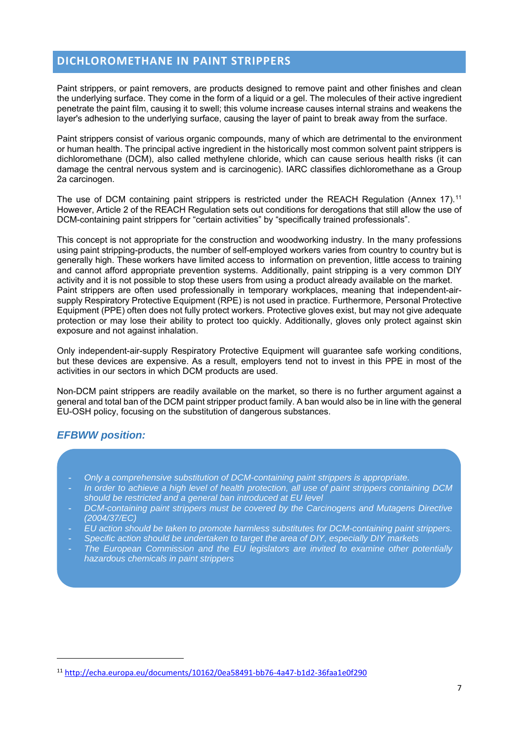## DICHLOROMETHANE IN PAINT STRIPPERS

Paint strippers, or paint removers, are products designed to remove paint and other finishes and clean the underlying surface. They come in the form of a liquid or a gel. The molecules of their active ingredient penetrate the paint film, causing it to swell; this volume increase causes internal strains and weakens the layer's adhesion to the underlying surface, causing the layer of paint to break away from the surface.

Paint strippers consist of various organic compounds, many of which are detrimental to the environment or human health. The principal active ingredient in the historically most common solvent paint strippers is dichloromethane (DCM), also called methylene chloride, which can cause serious health risks (it can damage the central nervous system and is carcinogenic). IARC classifies dichloromethane as a Group 2a carcinogen.

The use of DCM containing paint strippers is restricted under the REACH Regulation (Annex 17).[11] However, Article 2 of the REACH Regulation sets out conditions for derogations that still allow the use of DCM-containing paint strippers for "certain activities" by "specifically trained professionals".

This concept is not appropriate for the construction and woodworking industry. In the many professions using paint stripping-products, the number of self-employed workers varies from country to country but is generally high. These workers have limited access to information on prevention, little access to training and cannot afford appropriate prevention systems. Additionally, paint stripping is a very common DIY activity and it is not possible to stop these users from using a product already available on the market.
Paint strippers are often used professionally in temporary workplaces, meaning that independent-air-supply Respiratory Protective Equipment (RPE) is not used in practice. Furthermore, Personal Protective Equipment (PPE) often does not fully protect workers. Protective gloves exist, but may not give adequate protection or may lose their ability to protect too quickly. Additionally, gloves only protect against skin exposure and not against inhalation.

Only independent-air-supply Respiratory Protective Equipment will guarantee safe working conditions, but these devices are expensive. As a result, employers tend not to invest in this PPE in most of the activities in our sectors in which DCM products are used.

Non-DCM paint strippers are readily available on the market, so there is no further argument against a general and total ban of the DCM paint stripper product family. A ban would also be in line with the general EU-OSH policy, focusing on the substitution of dangerous substances.

### *EFBWW position:*

- *Only a comprehensive substitution of DCM-containing paint strippers is appropriate.*
- *In order to achieve a high level of health protection, all use of paint strippers containing DCM should be restricted and a general ban introduced at EU level*
- *DCM-containing paint strippers must be covered by the Carcinogens and Mutagens Directive (2004/37/EC)*
- *EU action should be taken to promote harmless substitutes for DCM-containing paint strippers.*
- *Specific action should be undertaken to target the area of DIY, especially DIY markets*
- *The European Commission and the EU legislators are invited to examine other potentially hazardous chemicals in paint strippers*

---

[11] http://echa.europa.eu/documents/10162/0ea58491-bb76-4a47-b1d2-36faa1e0f290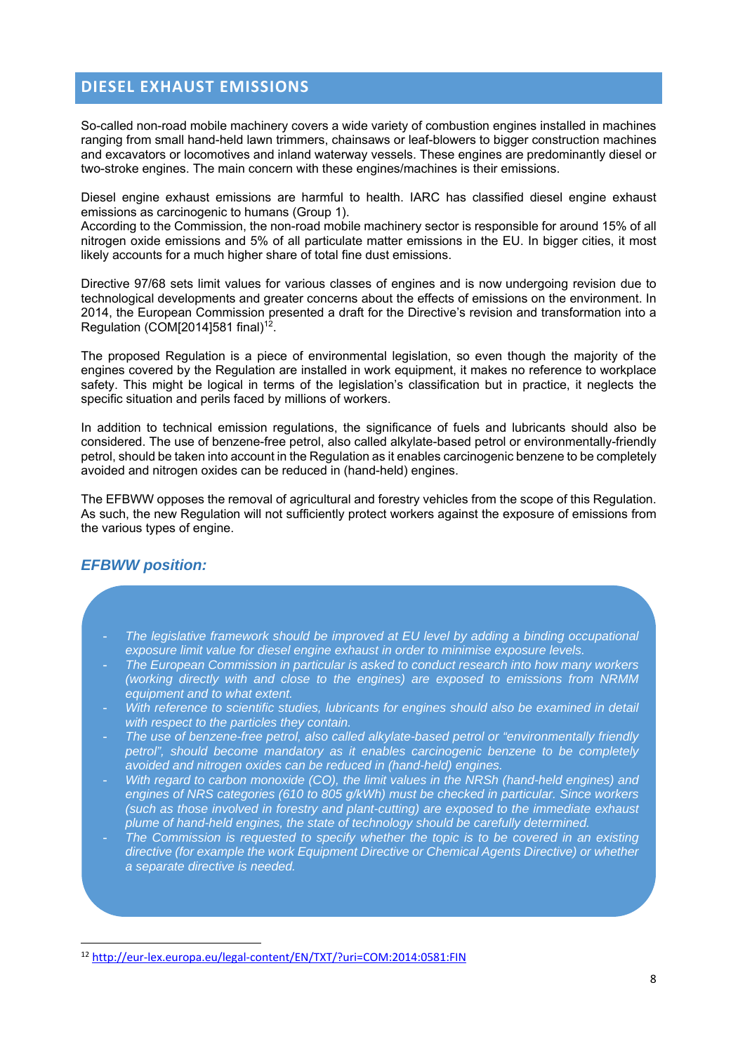## DIESEL EXHAUST EMISSIONS

So-called non-road mobile machinery covers a wide variety of combustion engines installed in machines ranging from small hand-held lawn trimmers, chainsaws or leaf-blowers to bigger construction machines and excavators or locomotives and inland waterway vessels. These engines are predominantly diesel or two-stroke engines. The main concern with these engines/machines is their emissions.

Diesel engine exhaust emissions are harmful to health. IARC has classified diesel engine exhaust emissions as carcinogenic to humans (Group 1).
According to the Commission, the non-road mobile machinery sector is responsible for around 15% of all nitrogen oxide emissions and 5% of all particulate matter emissions in the EU. In bigger cities, it most likely accounts for a much higher share of total fine dust emissions.

Directive 97/68 sets limit values for various classes of engines and is now undergoing revision due to technological developments and greater concerns about the effects of emissions on the environment. In 2014, the European Commission presented a draft for the Directive's revision and transformation into a Regulation (COM[2014]581 final)[12].

The proposed Regulation is a piece of environmental legislation, so even though the majority of the engines covered by the Regulation are installed in work equipment, it makes no reference to workplace safety. This might be logical in terms of the legislation's classification but in practice, it neglects the specific situation and perils faced by millions of workers.

In addition to technical emission regulations, the significance of fuels and lubricants should also be considered. The use of benzene-free petrol, also called alkylate-based petrol or environmentally-friendly petrol, should be taken into account in the Regulation as it enables carcinogenic benzene to be completely avoided and nitrogen oxides can be reduced in (hand-held) engines.

The EFBWW opposes the removal of agricultural and forestry vehicles from the scope of this Regulation. As such, the new Regulation will not sufficiently protect workers against the exposure of emissions from the various types of engine.

### *EFBWW position:*

- *The legislative framework should be improved at EU level by adding a binding occupational exposure limit value for diesel engine exhaust in order to minimise exposure levels.*
- *The European Commission in particular is asked to conduct research into how many workers (working directly with and close to the engines) are exposed to emissions from NRMM equipment and to what extent.*
- *With reference to scientific studies, lubricants for engines should also be examined in detail with respect to the particles they contain.*
- *The use of benzene-free petrol, also called alkylate-based petrol or "environmentally friendly petrol", should become mandatory as it enables carcinogenic benzene to be completely avoided and nitrogen oxides can be reduced in (hand-held) engines.*
- *With regard to carbon monoxide (CO), the limit values in the NRSh (hand-held engines) and engines of NRS categories (610 to 805 g/kWh) must be checked in particular. Since workers (such as those involved in forestry and plant-cutting) are exposed to the immediate exhaust plume of hand-held engines, the state of technology should be carefully determined.*
- *The Commission is requested to specify whether the topic is to be covered in an existing directive (for example the work Equipment Directive or Chemical Agents Directive) or whether a separate directive is needed.*

---

[12] http://eur-lex.europa.eu/legal-content/EN/TXT/?uri=COM:2014:0581:FIN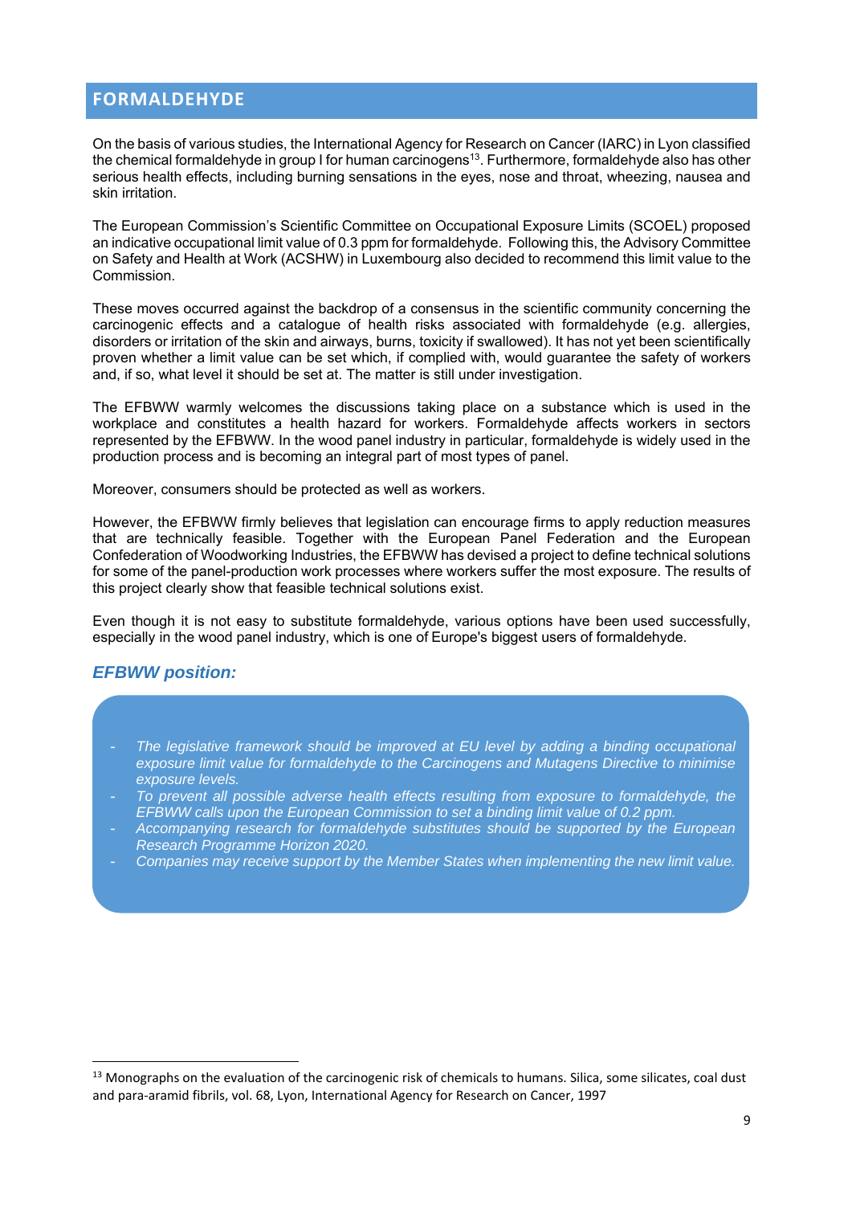## FORMALDEHYDE

On the basis of various studies, the International Agency for Research on Cancer (IARC) in Lyon classified the chemical formaldehyde in group I for human carcinogens[13]. Furthermore, formaldehyde also has other serious health effects, including burning sensations in the eyes, nose and throat, wheezing, nausea and skin irritation.

The European Commission's Scientific Committee on Occupational Exposure Limits (SCOEL) proposed an indicative occupational limit value of 0.3 ppm for formaldehyde. Following this, the Advisory Committee on Safety and Health at Work (ACSHW) in Luxembourg also decided to recommend this limit value to the Commission.

These moves occurred against the backdrop of a consensus in the scientific community concerning the carcinogenic effects and a catalogue of health risks associated with formaldehyde (e.g. allergies, disorders or irritation of the skin and airways, burns, toxicity if swallowed). It has not yet been scientifically proven whether a limit value can be set which, if complied with, would guarantee the safety of workers and, if so, what level it should be set at. The matter is still under investigation.

The EFBWW warmly welcomes the discussions taking place on a substance which is used in the workplace and constitutes a health hazard for workers. Formaldehyde affects workers in sectors represented by the EFBWW. In the wood panel industry in particular, formaldehyde is widely used in the production process and is becoming an integral part of most types of panel.

Moreover, consumers should be protected as well as workers.

However, the EFBWW firmly believes that legislation can encourage firms to apply reduction measures that are technically feasible. Together with the European Panel Federation and the European Confederation of Woodworking Industries, the EFBWW has devised a project to define technical solutions for some of the panel-production work processes where workers suffer the most exposure. The results of this project clearly show that feasible technical solutions exist.

Even though it is not easy to substitute formaldehyde, various options have been used successfully, especially in the wood panel industry, which is one of Europe's biggest users of formaldehyde.

### *EFBWW position:*

- *The legislative framework should be improved at EU level by adding a binding occupational exposure limit value for formaldehyde to the Carcinogens and Mutagens Directive to minimise exposure levels.*
- *To prevent all possible adverse health effects resulting from exposure to formaldehyde, the EFBWW calls upon the European Commission to set a binding limit value of 0.2 ppm.*
- *Accompanying research for formaldehyde substitutes should be supported by the European Research Programme Horizon 2020.*
- *Companies may receive support by the Member States when implementing the new limit value.*

[13] Monographs on the evaluation of the carcinogenic risk of chemicals to humans. Silica, some silicates, coal dust and para-aramid fibrils, vol. 68, Lyon, International Agency for Research on Cancer, 1997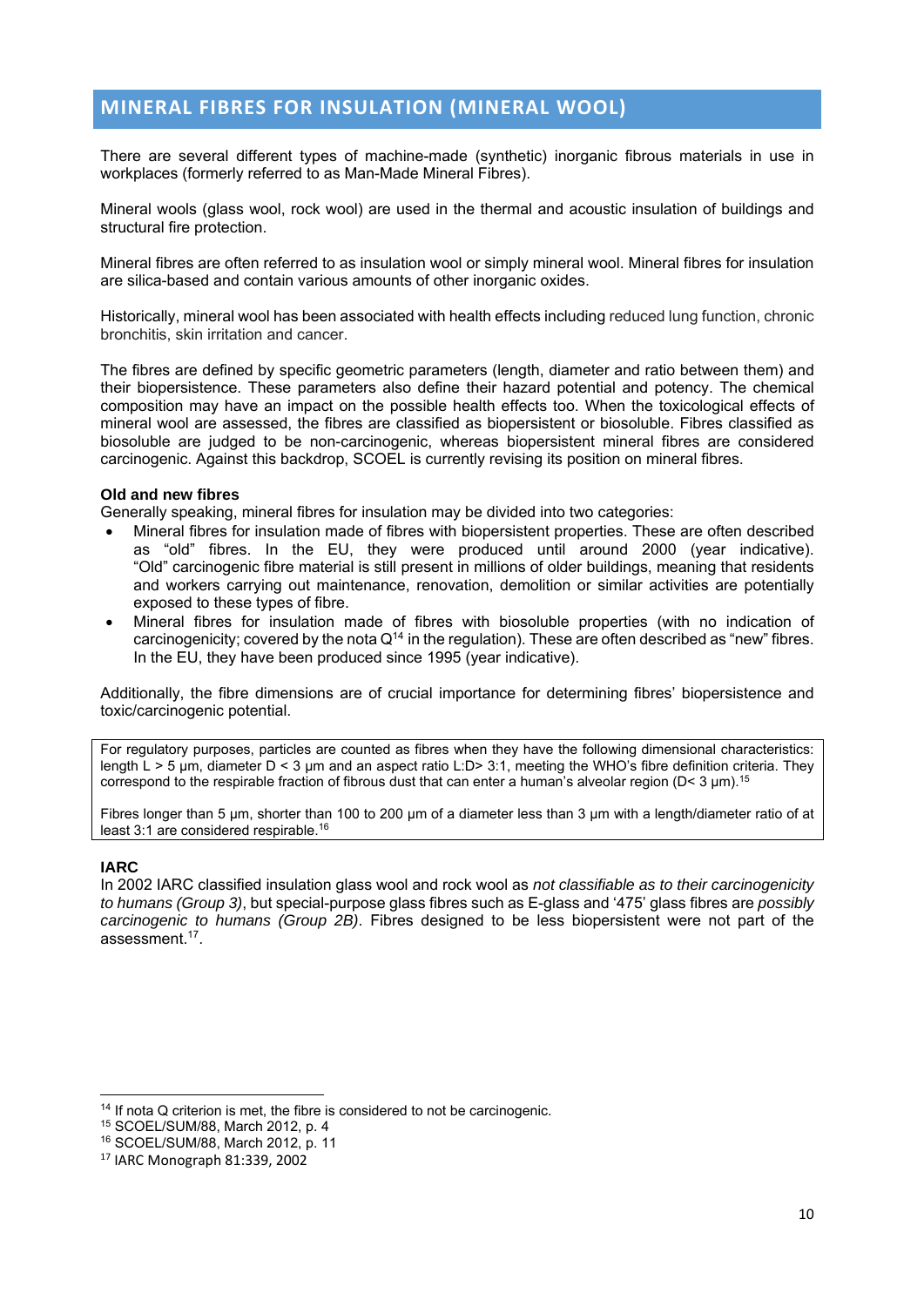## MINERAL FIBRES FOR INSULATION (MINERAL WOOL)

There are several different types of machine-made (synthetic) inorganic fibrous materials in use in workplaces (formerly referred to as Man-Made Mineral Fibres).

Mineral wools (glass wool, rock wool) are used in the thermal and acoustic insulation of buildings and structural fire protection.

Mineral fibres are often referred to as insulation wool or simply mineral wool. Mineral fibres for insulation are silica-based and contain various amounts of other inorganic oxides.

Historically, mineral wool has been associated with health effects including reduced lung function, chronic bronchitis, skin irritation and cancer.

The fibres are defined by specific geometric parameters (length, diameter and ratio between them) and their biopersistence. These parameters also define their hazard potential and potency. The chemical composition may have an impact on the possible health effects too. When the toxicological effects of mineral wool are assessed, the fibres are classified as biopersistent or biosoluble. Fibres classified as biosoluble are judged to be non-carcinogenic, whereas biopersistent mineral fibres are considered carcinogenic. Against this backdrop, SCOEL is currently revising its position on mineral fibres.

**Old and new fibres**

Generally speaking, mineral fibres for insulation may be divided into two categories:

- Mineral fibres for insulation made of fibres with biopersistent properties. These are often described as "old" fibres. In the EU, they were produced until around 2000 (year indicative). "Old" carcinogenic fibre material is still present in millions of older buildings, meaning that residents and workers carrying out maintenance, renovation, demolition or similar activities are potentially exposed to these types of fibre.
- Mineral fibres for insulation made of fibres with biosoluble properties (with no indication of carcinogenicity; covered by the nota Q[14] in the regulation). These are often described as "new" fibres. In the EU, they have been produced since 1995 (year indicative).

Additionally, the fibre dimensions are of crucial importance for determining fibres' biopersistence and toxic/carcinogenic potential.

> For regulatory purposes, particles are counted as fibres when they have the following dimensional characteristics: length L > 5 µm, diameter D < 3 µm and an aspect ratio L:D> 3:1, meeting the WHO's fibre definition criteria. They correspond to the respirable fraction of fibrous dust that can enter a human's alveolar region (D< 3 µm).[15]
>
> Fibres longer than 5 µm, shorter than 100 to 200 µm of a diameter less than 3 µm with a length/diameter ratio of at least 3:1 are considered respirable.[16]

**IARC**

In 2002 IARC classified insulation glass wool and rock wool as *not classifiable as to their carcinogenicity to humans (Group 3)*, but special-purpose glass fibres such as E-glass and '475' glass fibres are *possibly carcinogenic to humans (Group 2B)*. Fibres designed to be less biopersistent were not part of the assessment.[17].

---

[14] If nota Q criterion is met, the fibre is considered to not be carcinogenic.

[15] SCOEL/SUM/88, March 2012, p. 4

[16] SCOEL/SUM/88, March 2012, p. 11

[17] IARC Monograph 81:339, 2002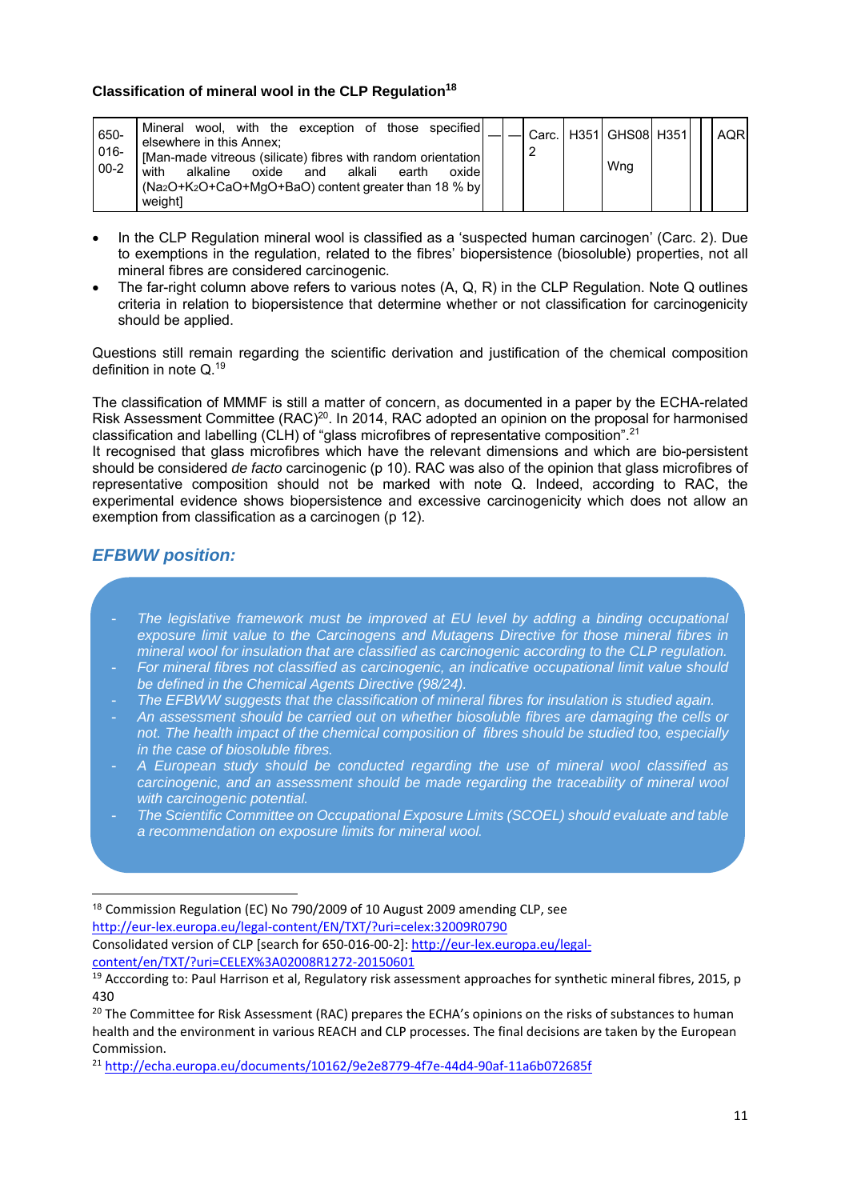**Classification of mineral wool in the CLP Regulation[18]**

| | | | | | | | | | | | |
|---|---|---|---|---|---|---|---|---|---|---|---|
| 650-016-00-2 | Mineral wool, with the exception of those specified elsewhere in this Annex; [Man-made vitreous (silicate) fibres with random orientation with alkaline oxide and alkali earth oxide ($Na_2O+K_2O+CaO+MgO+BaO$) content greater than 18 % by weight] | — | — | Carc. 2 | H351 | GHS08 Wng | H351 | | | | AQR |

- In the CLP Regulation mineral wool is classified as a 'suspected human carcinogen' (Carc. 2). Due to exemptions in the regulation, related to the fibres' biopersistence (biosoluble) properties, not all mineral fibres are considered carcinogenic.
- The far-right column above refers to various notes (A, Q, R) in the CLP Regulation. Note Q outlines criteria in relation to biopersistence that determine whether or not classification for carcinogenicity should be applied.

Questions still remain regarding the scientific derivation and justification of the chemical composition definition in note Q.[19]

The classification of MMMF is still a matter of concern, as documented in a paper by the ECHA-related Risk Assessment Committee (RAC)[20]. In 2014, RAC adopted an opinion on the proposal for harmonised classification and labelling (CLH) of "glass microfibres of representative composition".[21]
It recognised that glass microfibres which have the relevant dimensions and which are bio-persistent should be considered *de facto* carcinogenic (p 10). RAC was also of the opinion that glass microfibres of representative composition should not be marked with note Q. Indeed, according to RAC, the experimental evidence shows biopersistence and excessive carcinogenicity which does not allow an exemption from classification as a carcinogen (p 12).

## *EFBWW position:*

- *The legislative framework must be improved at EU level by adding a binding occupational exposure limit value to the Carcinogens and Mutagens Directive for those mineral fibres in mineral wool for insulation that are classified as carcinogenic according to the CLP regulation.*
- *For mineral fibres not classified as carcinogenic, an indicative occupational limit value should be defined in the Chemical Agents Directive (98/24).*
- *The EFBWW suggests that the classification of mineral fibres for insulation is studied again.*
- *An assessment should be carried out on whether biosoluble fibres are damaging the cells or not. The health impact of the chemical composition of fibres should be studied too, especially in the case of biosoluble fibres.*
- *A European study should be conducted regarding the use of mineral wool classified as carcinogenic, and an assessment should be made regarding the traceability of mineral wool with carcinogenic potential.*
- *The Scientific Committee on Occupational Exposure Limits (SCOEL) should evaluate and table a recommendation on exposure limits for mineral wool.*

---

[18] Commission Regulation (EC) No 790/2009 of 10 August 2009 amending CLP, see http://eur-lex.europa.eu/legal-content/EN/TXT/?uri=celex:32009R0790
Consolidated version of CLP [search for 650-016-00-2]: http://eur-lex.europa.eu/legal-content/en/TXT/?uri=CELEX%3A02008R1272-20150601

[19] Acccording to: Paul Harrison et al, Regulatory risk assessment approaches for synthetic mineral fibres, 2015, p 430

[20] The Committee for Risk Assessment (RAC) prepares the ECHA's opinions on the risks of substances to human health and the environment in various REACH and CLP processes. The final decisions are taken by the European Commission.

[21] http://echa.europa.eu/documents/10162/9e2e8779-4f7e-44d4-90af-11a6b072685f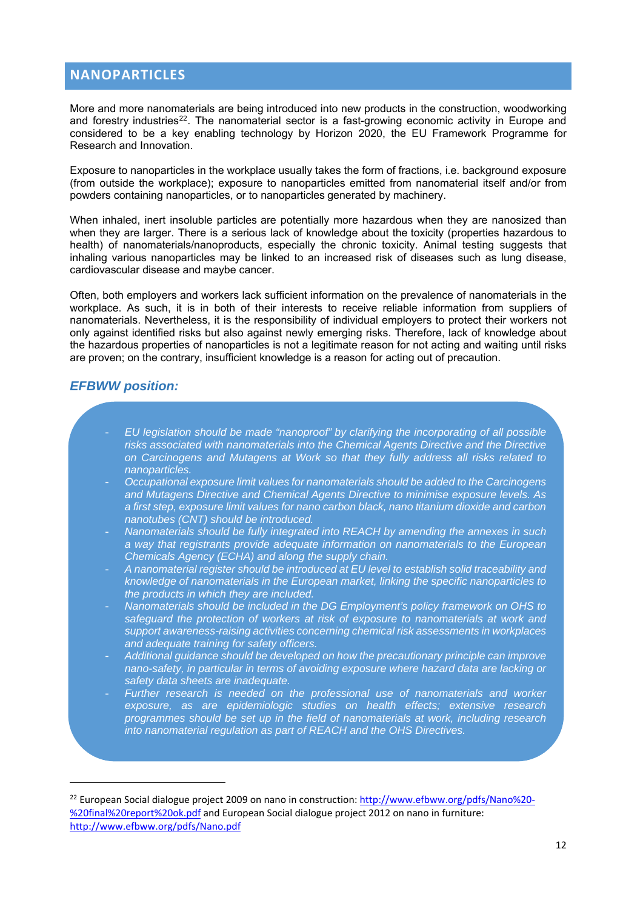## NANOPARTICLES

More and more nanomaterials are being introduced into new products in the construction, woodworking and forestry industries[22]. The nanomaterial sector is a fast-growing economic activity in Europe and considered to be a key enabling technology by Horizon 2020, the EU Framework Programme for Research and Innovation.

Exposure to nanoparticles in the workplace usually takes the form of fractions, i.e. background exposure (from outside the workplace); exposure to nanoparticles emitted from nanomaterial itself and/or from powders containing nanoparticles, or to nanoparticles generated by machinery.

When inhaled, inert insoluble particles are potentially more hazardous when they are nanosized than when they are larger. There is a serious lack of knowledge about the toxicity (properties hazardous to health) of nanomaterials/nanoproducts, especially the chronic toxicity. Animal testing suggests that inhaling various nanoparticles may be linked to an increased risk of diseases such as lung disease, cardiovascular disease and maybe cancer.

Often, both employers and workers lack sufficient information on the prevalence of nanomaterials in the workplace. As such, it is in both of their interests to receive reliable information from suppliers of nanomaterials. Nevertheless, it is the responsibility of individual employers to protect their workers not only against identified risks but also against newly emerging risks. Therefore, lack of knowledge about the hazardous properties of nanoparticles is not a legitimate reason for not acting and waiting until risks are proven; on the contrary, insufficient knowledge is a reason for acting out of precaution.

### *EFBWW position:*

- *EU legislation should be made "nanoproof" by clarifying the incorporating of all possible risks associated with nanomaterials into the Chemical Agents Directive and the Directive on Carcinogens and Mutagens at Work so that they fully address all risks related to nanoparticles.*
- *Occupational exposure limit values for nanomaterials should be added to the Carcinogens and Mutagens Directive and Chemical Agents Directive to minimise exposure levels. As a first step, exposure limit values for nano carbon black, nano titanium dioxide and carbon nanotubes (CNT) should be introduced.*
- *Nanomaterials should be fully integrated into REACH by amending the annexes in such a way that registrants provide adequate information on nanomaterials to the European Chemicals Agency (ECHA) and along the supply chain.*
- *A nanomaterial register should be introduced at EU level to establish solid traceability and knowledge of nanomaterials in the European market, linking the specific nanoparticles to the products in which they are included.*
- *Nanomaterials should be included in the DG Employment's policy framework on OHS to safeguard the protection of workers at risk of exposure to nanomaterials at work and support awareness-raising activities concerning chemical risk assessments in workplaces and adequate training for safety officers.*
- *Additional guidance should be developed on how the precautionary principle can improve nano-safety, in particular in terms of avoiding exposure where hazard data are lacking or safety data sheets are inadequate.*
- *Further research is needed on the professional use of nanomaterials and worker exposure, as are epidemiologic studies on health effects; extensive research programmes should be set up in the field of nanomaterials at work, including research into nanomaterial regulation as part of REACH and the OHS Directives.*

---

[22] European Social dialogue project 2009 on nano in construction: http://www.efbww.org/pdfs/Nano%20-%20final%20report%20ok.pdf and European Social dialogue project 2012 on nano in furniture: http://www.efbww.org/pdfs/Nano.pdf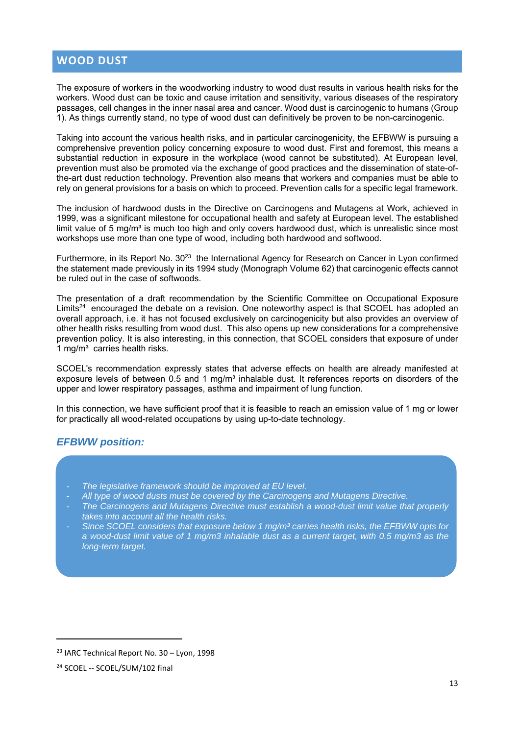## WOOD DUST

The exposure of workers in the woodworking industry to wood dust results in various health risks for the workers. Wood dust can be toxic and cause irritation and sensitivity, various diseases of the respiratory passages, cell changes in the inner nasal area and cancer. Wood dust is carcinogenic to humans (Group 1). As things currently stand, no type of wood dust can definitively be proven to be non-carcinogenic.

Taking into account the various health risks, and in particular carcinogenicity, the EFBWW is pursuing a comprehensive prevention policy concerning exposure to wood dust. First and foremost, this means a substantial reduction in exposure in the workplace (wood cannot be substituted). At European level, prevention must also be promoted via the exchange of good practices and the dissemination of state-of-the-art dust reduction technology. Prevention also means that workers and companies must be able to rely on general provisions for a basis on which to proceed. Prevention calls for a specific legal framework.

The inclusion of hardwood dusts in the Directive on Carcinogens and Mutagens at Work, achieved in 1999, was a significant milestone for occupational health and safety at European level. The established limit value of 5 mg/m³ is much too high and only covers hardwood dust, which is unrealistic since most workshops use more than one type of wood, including both hardwood and softwood.

Furthermore, in its Report No. 30[23] the International Agency for Research on Cancer in Lyon confirmed the statement made previously in its 1994 study (Monograph Volume 62) that carcinogenic effects cannot be ruled out in the case of softwoods.

The presentation of a draft recommendation by the Scientific Committee on Occupational Exposure Limits[24] encouraged the debate on a revision. One noteworthy aspect is that SCOEL has adopted an overall approach, i.e. it has not focused exclusively on carcinogenicity but also provides an overview of other health risks resulting from wood dust. This also opens up new considerations for a comprehensive prevention policy. It is also interesting, in this connection, that SCOEL considers that exposure of under 1 mg/m³ carries health risks.

SCOEL's recommendation expressly states that adverse effects on health are already manifested at exposure levels of between 0.5 and 1 mg/m³ inhalable dust. It references reports on disorders of the upper and lower respiratory passages, asthma and impairment of lung function.

In this connection, we have sufficient proof that it is feasible to reach an emission value of 1 mg or lower for practically all wood-related occupations by using up-to-date technology.

### *EFBWW position:*

- *The legislative framework should be improved at EU level.*
- *All type of wood dusts must be covered by the Carcinogens and Mutagens Directive.*
- *The Carcinogens and Mutagens Directive must establish a wood-dust limit value that properly takes into account all the health risks.*
- *Since SCOEL considers that exposure below 1 mg/m³ carries health risks, the EFBWW opts for a wood-dust limit value of 1 mg/m3 inhalable dust as a current target, with 0.5 mg/m3 as the long-term target.*

---

[23] IARC Technical Report No. 30 – Lyon, 1998

[24] SCOEL -- SCOEL/SUM/102 final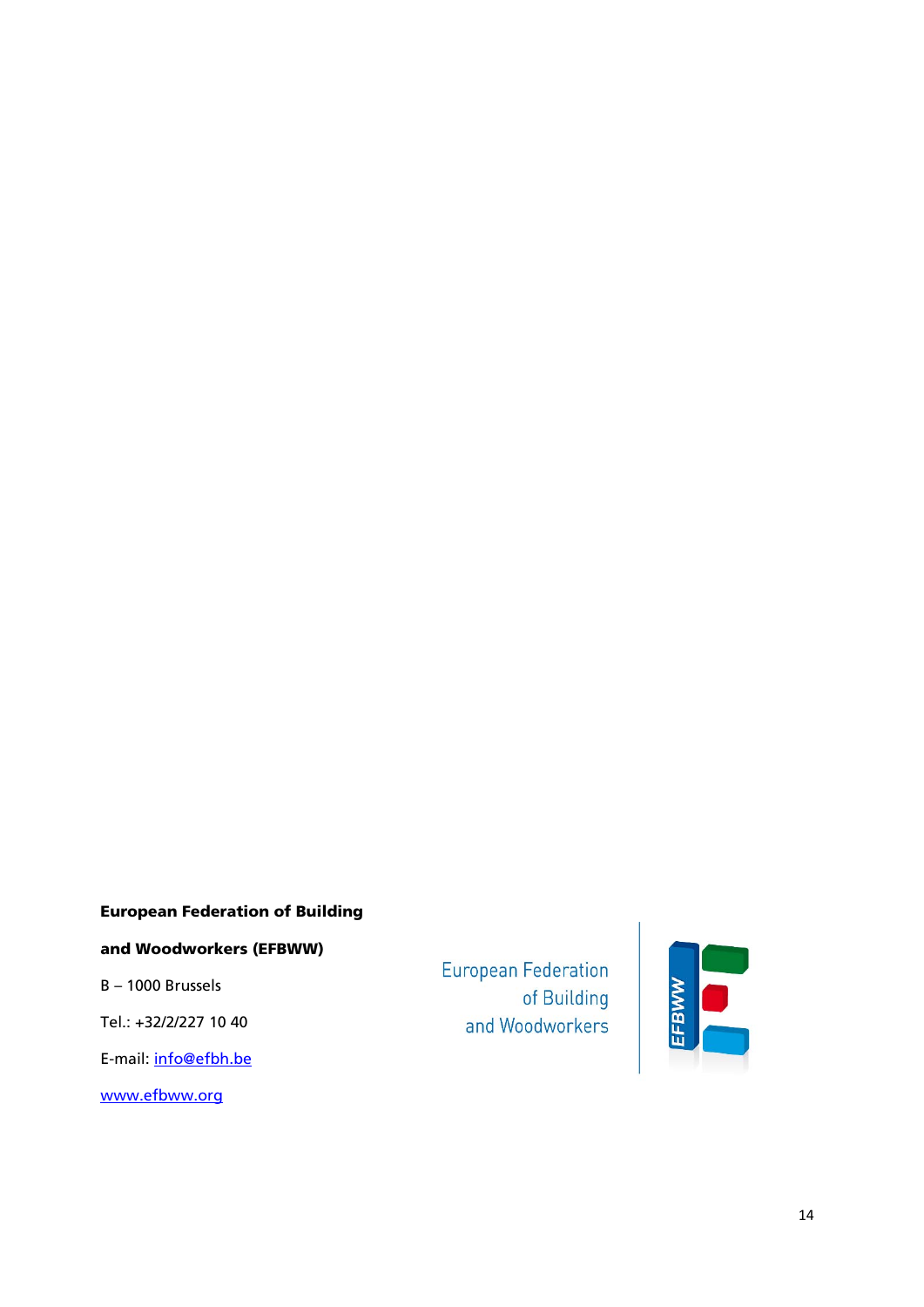**European Federation of Building**

**and Woodworkers (EFBWW)**

B – 1000 Brussels

Tel.: +32/2/227 10 40

E-mail: info@efbh.be

www.efbww.org

European Federation
of Building
and Woodworkers